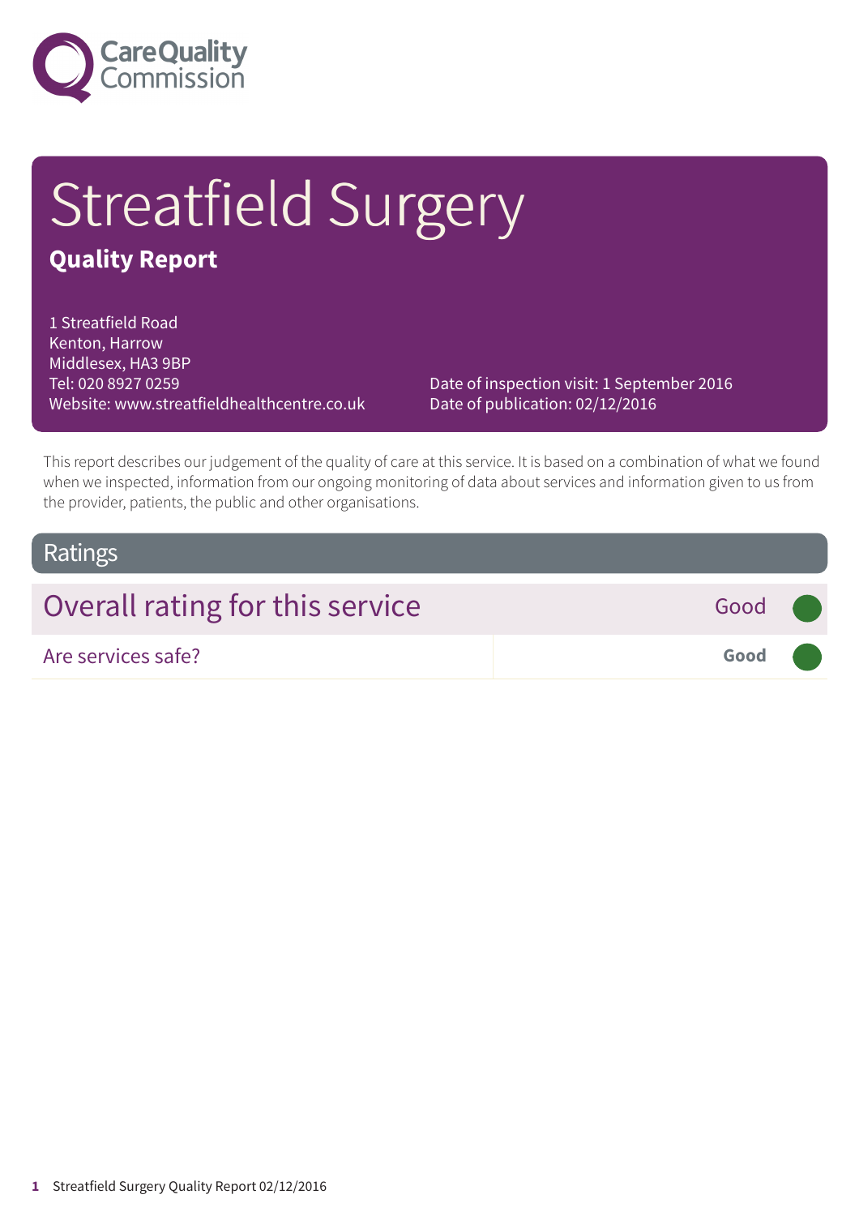Care Quality Commission

# Streatfield Surgery

## Quality Report

1 Streatfield Road
Kenton, Harrow
Middlesex, HA3 9BP
Tel: 020 8927 0259
Website: www.streatfieldhealthcentre.co.uk

Date of inspection visit: 1 September 2016
Date of publication: 02/12/2016

This report describes our judgement of the quality of care at this service. It is based on a combination of what we found when we inspected, information from our ongoing monitoring of data about services and information given to us from the provider, patients, the public and other organisations.

## Ratings

| Overall rating for this service | Good |
| --- | --- |
| Are services safe? | **Good** |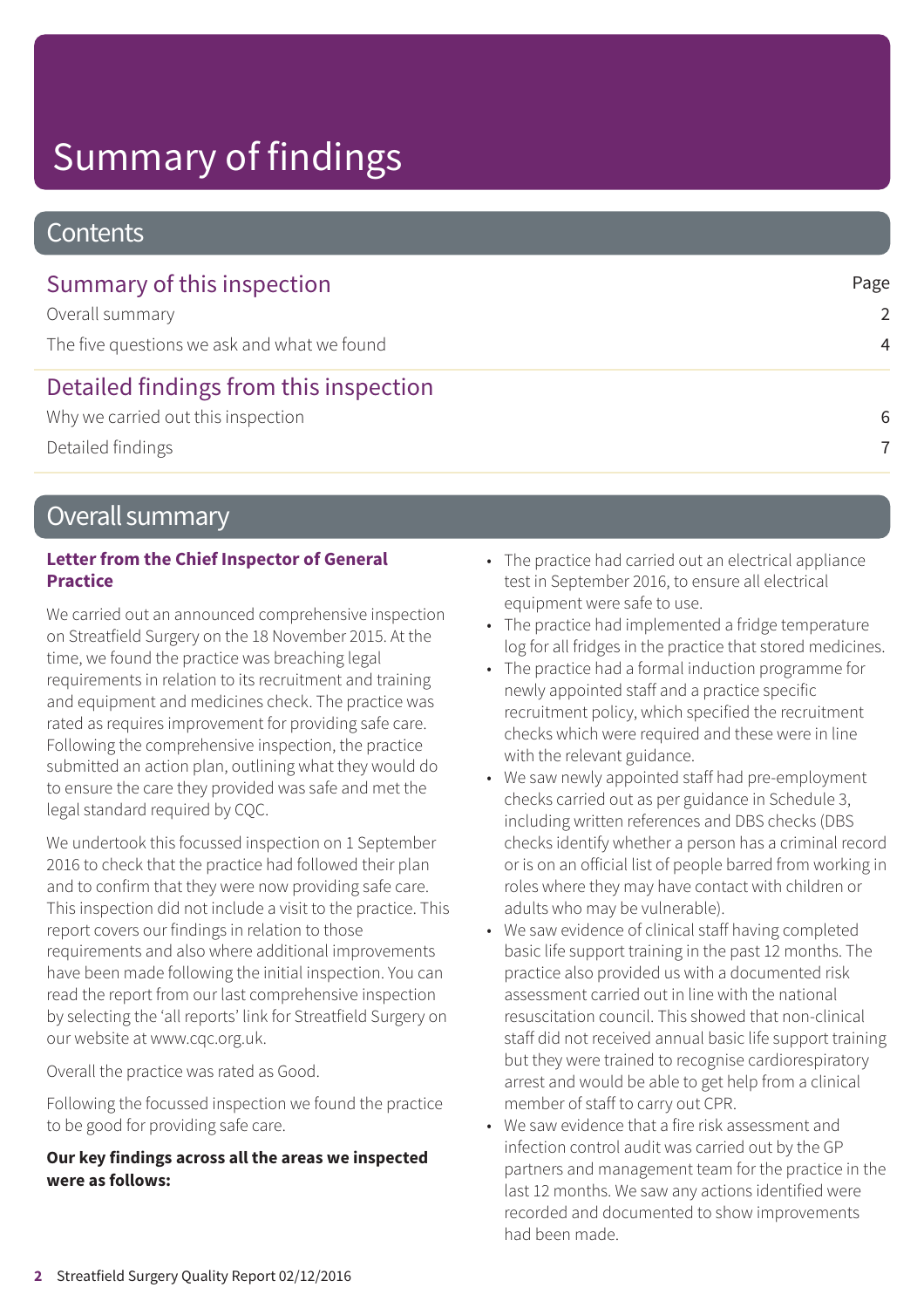# Summary of findings

## Contents

### Summary of this inspection

| | Page |
|---|---|
| Overall summary | 2 |
| The five questions we ask and what we found | 4 |

### Detailed findings from this inspection

| | |
|---|---|
| Why we carried out this inspection | 6 |
| Detailed findings | 7 |

## Overall summary

**Letter from the Chief Inspector of General Practice**

We carried out an announced comprehensive inspection on Streatfield Surgery on the 18 November 2015. At the time, we found the practice was breaching legal requirements in relation to its recruitment and training and equipment and medicines check. The practice was rated as requires improvement for providing safe care. Following the comprehensive inspection, the practice submitted an action plan, outlining what they would do to ensure the care they provided was safe and met the legal standard required by CQC.

We undertook this focussed inspection on 1 September 2016 to check that the practice had followed their plan and to confirm that they were now providing safe care. This inspection did not include a visit to the practice. This report covers our findings in relation to those requirements and also where additional improvements have been made following the initial inspection. You can read the report from our last comprehensive inspection by selecting the 'all reports' link for Streatfield Surgery on our website at www.cqc.org.uk.

Overall the practice was rated as Good.

Following the focussed inspection we found the practice to be good for providing safe care.

**Our key findings across all the areas we inspected were as follows:**

- The practice had carried out an electrical appliance test in September 2016, to ensure all electrical equipment were safe to use.
- The practice had implemented a fridge temperature log for all fridges in the practice that stored medicines.
- The practice had a formal induction programme for newly appointed staff and a practice specific recruitment policy, which specified the recruitment checks which were required and these were in line with the relevant guidance.
- We saw newly appointed staff had pre-employment checks carried out as per guidance in Schedule 3, including written references and DBS checks (DBS checks identify whether a person has a criminal record or is on an official list of people barred from working in roles where they may have contact with children or adults who may be vulnerable).
- We saw evidence of clinical staff having completed basic life support training in the past 12 months. The practice also provided us with a documented risk assessment carried out in line with the national resuscitation council. This showed that non-clinical staff did not received annual basic life support training but they were trained to recognise cardiorespiratory arrest and would be able to get help from a clinical member of staff to carry out CPR.
- We saw evidence that a fire risk assessment and infection control audit was carried out by the GP partners and management team for the practice in the last 12 months. We saw any actions identified were recorded and documented to show improvements had been made.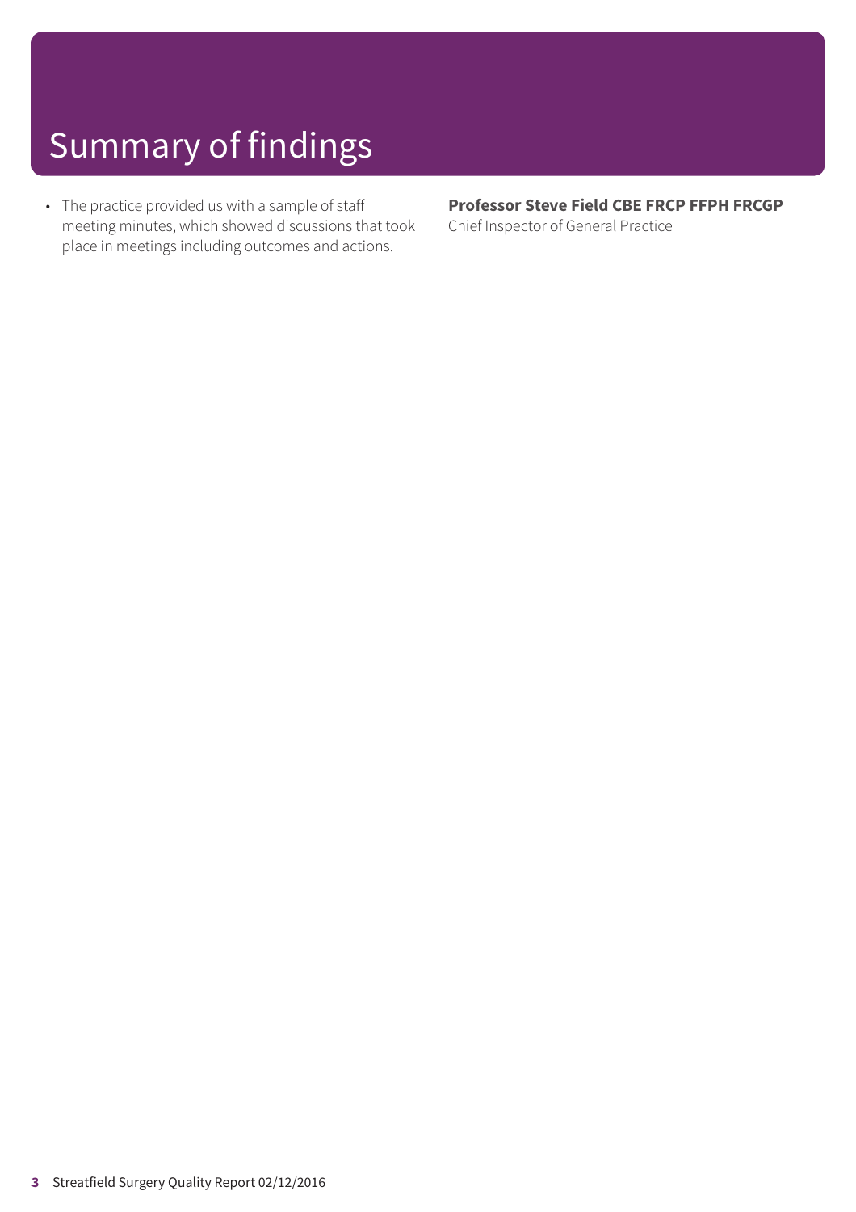# Summary of findings

- The practice provided us with a sample of staff meeting minutes, which showed discussions that took place in meetings including outcomes and actions.

**Professor Steve Field CBE FRCP FFPH FRCGP**
Chief Inspector of General Practice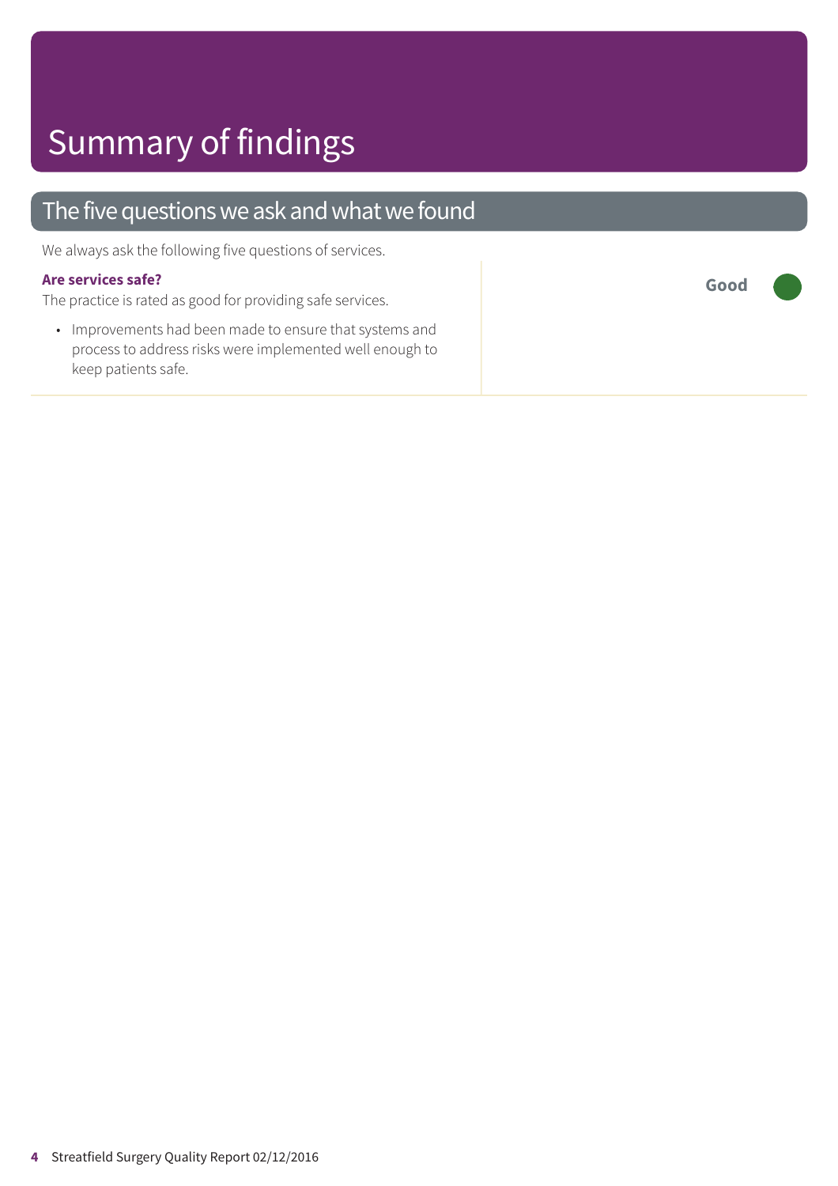# Summary of findings

## The five questions we ask and what we found

We always ask the following five questions of services.

**Are services safe?**

The practice is rated as good for providing safe services.

- Improvements had been made to ensure that systems and process to address risks were implemented well enough to keep patients safe.

**Good**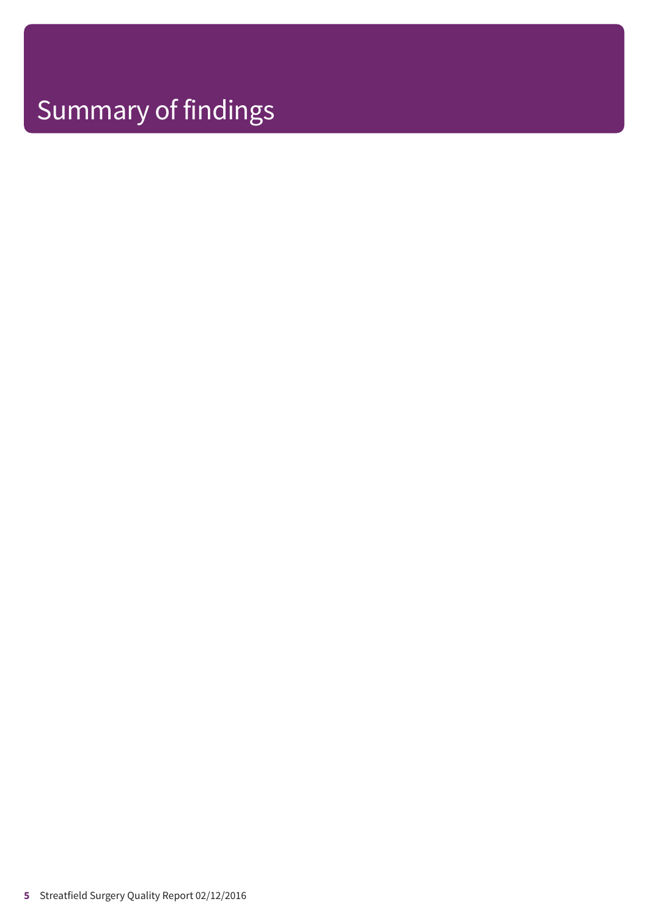# Summary of findings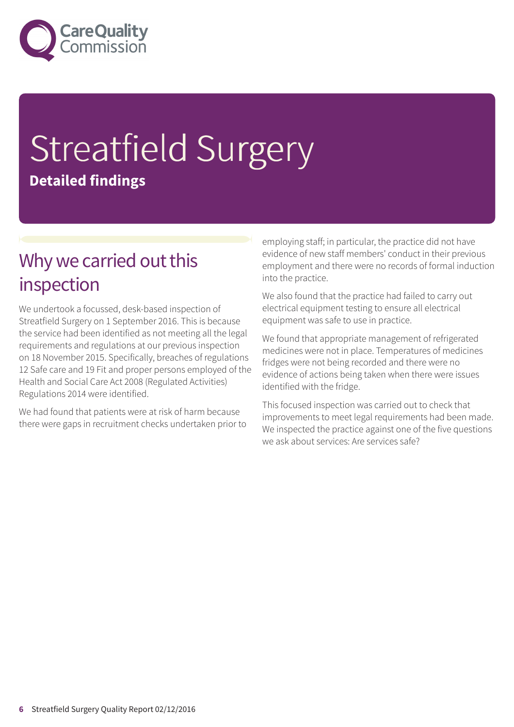# Streatfield Surgery

**Detailed findings**

## Why we carried out this inspection

We undertook a focussed, desk-based inspection of Streatfield Surgery on 1 September 2016. This is because the service had been identified as not meeting all the legal requirements and regulations at our previous inspection on 18 November 2015. Specifically, breaches of regulations 12 Safe care and 19 Fit and proper persons employed of the Health and Social Care Act 2008 (Regulated Activities) Regulations 2014 were identified.

We had found that patients were at risk of harm because there were gaps in recruitment checks undertaken prior to employing staff; in particular, the practice did not have evidence of new staff members' conduct in their previous employment and there were no records of formal induction into the practice.

We also found that the practice had failed to carry out electrical equipment testing to ensure all electrical equipment was safe to use in practice.

We found that appropriate management of refrigerated medicines were not in place. Temperatures of medicines fridges were not being recorded and there were no evidence of actions being taken when there were issues identified with the fridge.

This focused inspection was carried out to check that improvements to meet legal requirements had been made. We inspected the practice against one of the five questions we ask about services: Are services safe?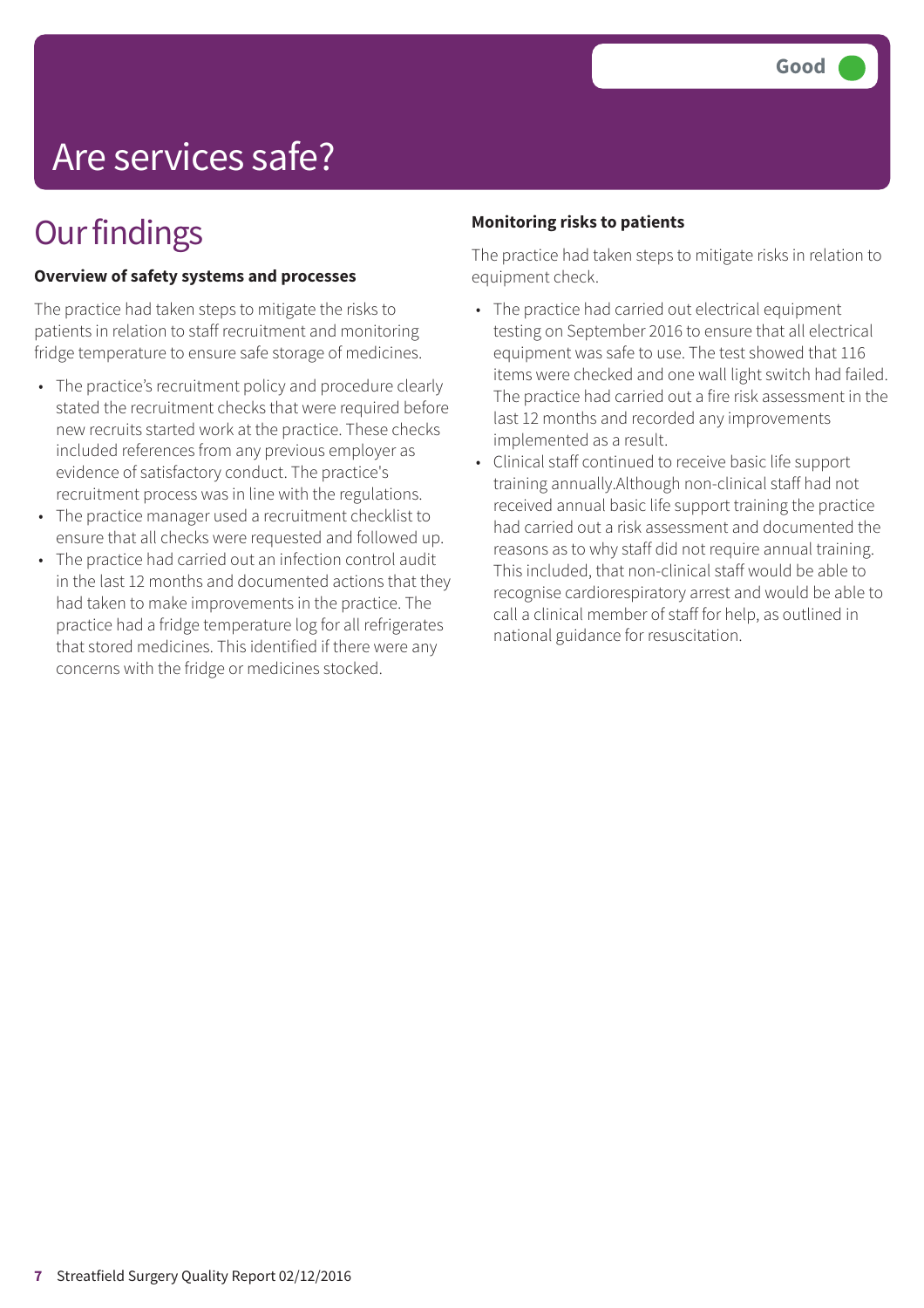Good

# Are services safe?

## Our findings

**Overview of safety systems and processes**

The practice had taken steps to mitigate the risks to patients in relation to staff recruitment and monitoring fridge temperature to ensure safe storage of medicines.

- The practice's recruitment policy and procedure clearly stated the recruitment checks that were required before new recruits started work at the practice. These checks included references from any previous employer as evidence of satisfactory conduct. The practice's recruitment process was in line with the regulations.
- The practice manager used a recruitment checklist to ensure that all checks were requested and followed up.
- The practice had carried out an infection control audit in the last 12 months and documented actions that they had taken to make improvements in the practice. The practice had a fridge temperature log for all refrigerates that stored medicines. This identified if there were any concerns with the fridge or medicines stocked.

**Monitoring risks to patients**

The practice had taken steps to mitigate risks in relation to equipment check.

- The practice had carried out electrical equipment testing on September 2016 to ensure that all electrical equipment was safe to use. The test showed that 116 items were checked and one wall light switch had failed. The practice had carried out a fire risk assessment in the last 12 months and recorded any improvements implemented as a result.
- Clinical staff continued to receive basic life support training annually.Although non-clinical staff had not received annual basic life support training the practice had carried out a risk assessment and documented the reasons as to why staff did not require annual training. This included, that non-clinical staff would be able to recognise cardiorespiratory arrest and would be able to call a clinical member of staff for help, as outlined in national guidance for resuscitation.